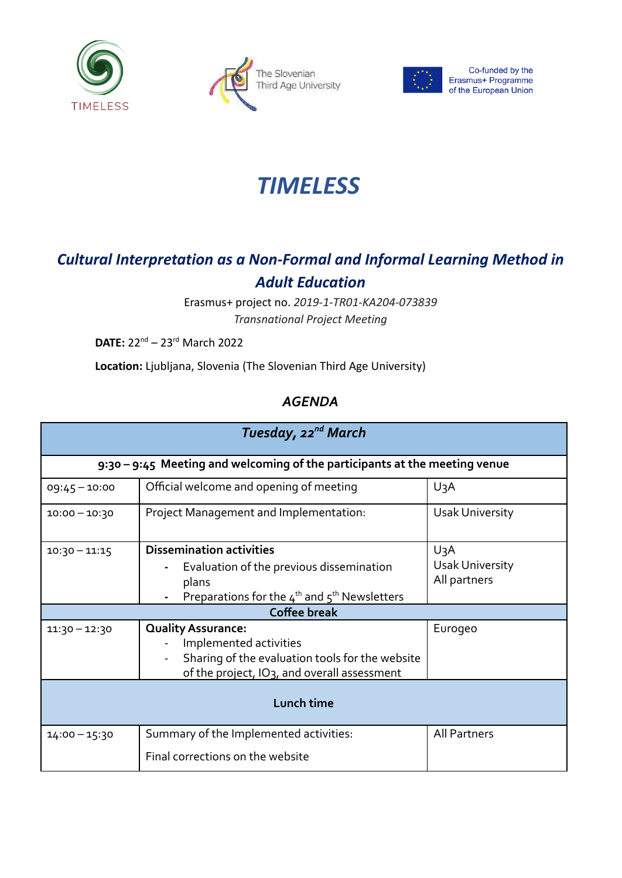TIMELESS

The Slovenian Third Age University

Co-funded by the Erasmus+ Programme of the European Union

# *TIMELESS*

## *Cultural Interpretation as a Non-Formal and Informal Learning Method in Adult Education*

Erasmus+ project no. *2019-1-TR01-KA204-073839*

*Transnational Project Meeting*

**DATE:** 22nd – 23rd March 2022

**Location:** Ljubljana, Slovenia (The Slovenian Third Age University)

### *AGENDA*

| *Tuesday, 22nd March* | | |
|---|---|---|
| **9:30 – 9:45 Meeting and welcoming of the participants at the meeting venue** | | |
| 09:45 – 10:00 | Official welcome and opening of meeting | U3A |
| 10:00 – 10:30 | Project Management and Implementation: | Usak University |
| 10:30 – 11:15 | **Dissemination activities**<br>- Evaluation of the previous dissemination plans<br>- Preparations for the 4th and 5th Newsletters | U3A<br>Usak University<br>All partners |
| **Coffee break** | | |
| 11:30 – 12:30 | **Quality Assurance:**<br>- Implemented activities<br>- Sharing of the evaluation tools for the website of the project, IO3, and overall assessment | Eurogeo |
| **Lunch time** | | |
| 14:00 – 15:30 | Summary of the Implemented activities:<br>Final corrections on the website | All Partners |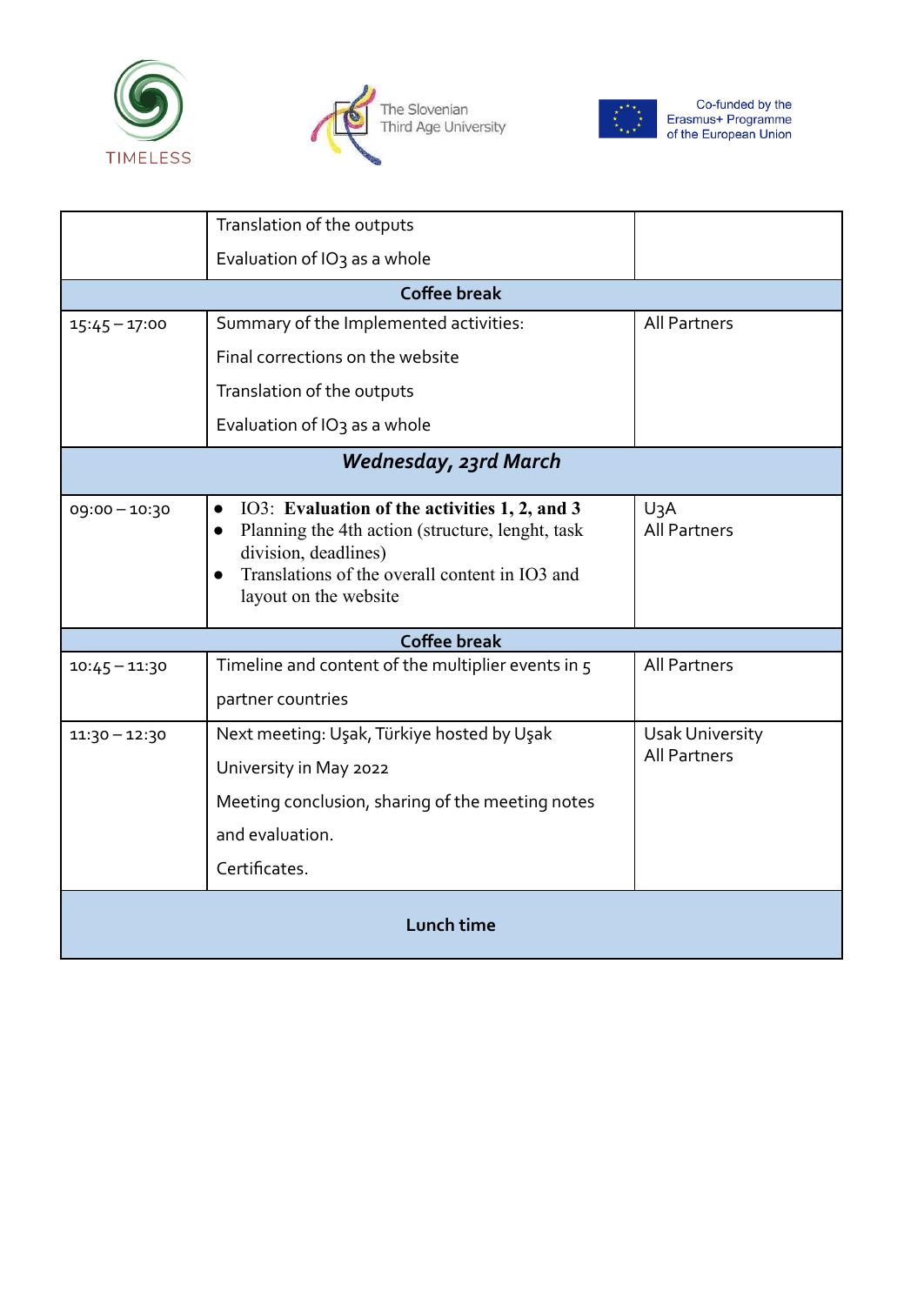The Slovenian Third Age University

Co-funded by the Erasmus+ Programme of the European Union

TIMELESS

| | | |
|---|---|---|
| | Translation of the outputs<br>Evaluation of IO3 as a whole | |
| **Coffee break** | | |
| 15:45 – 17:00 | Summary of the Implemented activities:<br>Final corrections on the website<br>Translation of the outputs<br>Evaluation of IO3 as a whole | All Partners |
| ***Wednesday, 23rd March*** | | |
| 09:00 – 10:30 | • IO3: **Evaluation of the activities 1, 2, and 3**<br>• Planning the 4th action (structure, lenght, task division, deadlines)<br>• Translations of the overall content in IO3 and layout on the website | U3A<br>All Partners |
| **Coffee break** | | |
| 10:45 – 11:30 | Timeline and content of the multiplier events in 5 partner countries | All Partners |
| 11:30 – 12:30 | Next meeting: Uşak, Türkiye hosted by Uşak University in May 2022<br>Meeting conclusion, sharing of the meeting notes and evaluation.<br>Certificates. | Usak University<br>All Partners |
| **Lunch time** | | |